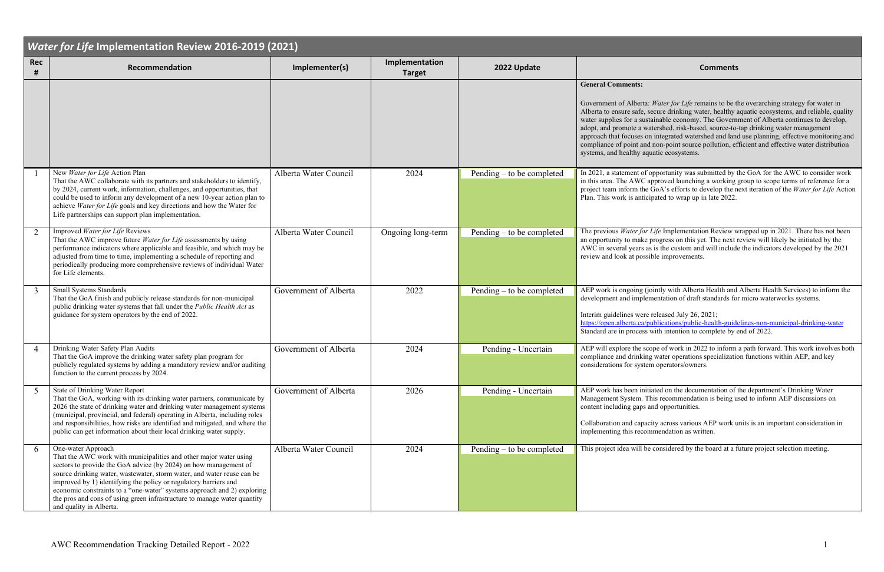## *Water for Life* Implementation Review 2016-2019 (2021)

| Rec # | Recommendation | Implementer(s) | Implementation Target | 2022 Update | Comments |
|---|---|---|---|---|---|
| | | | | | **General Comments:**<br><br>Government of Alberta: *Water for Life* remains to be the overarching strategy for water in Alberta to ensure safe, secure drinking water, healthy aquatic ecosystems, and reliable, quality water supplies for a sustainable economy. The Government of Alberta continues to develop, adopt, and promote a watershed, risk-based, source-to-tap drinking water management approach that focuses on integrated watershed and land use planning, effective monitoring and compliance of point and non-point source pollution, efficient and effective water distribution systems, and healthy aquatic ecosystems. |
| 1 | New *Water for Life* Action Plan<br>That the AWC collaborate with its partners and stakeholders to identify, by 2024, current work, information, challenges, and opportunities, that could be used to inform any development of a new 10-year action plan to achieve *Water for Life* goals and key directions and how the Water for Life partnerships can support plan implementation. | Alberta Water Council | 2024 | Pending – to be completed | In 2021, a statement of opportunity was submitted by the GoA for the AWC to consider work in this area. The AWC approved launching a working group to scope terms of reference for a project team inform the GoA's efforts to develop the next iteration of the *Water for Life* Action Plan. This work is anticipated to wrap up in late 2022. |
| 2 | Improved *Water for Life* Reviews<br>That the AWC improve future *Water for Life* assessments by using performance indicators where applicable and feasible, and which may be adjusted from time to time, implementing a schedule of reporting and periodically producing more comprehensive reviews of individual Water for Life elements. | Alberta Water Council | Ongoing long-term | Pending – to be completed | The previous *Water for Life* Implementation Review wrapped up in 2021. There has not been an opportunity to make progress on this yet. The next review will likely be initiated by the AWC in several years as is the custom and will include the indicators developed by the 2021 review and look at possible improvements. |
| 3 | Small Systems Standards<br>That the GoA finish and publicly release standards for non-municipal public drinking water systems that fall under the *Public Health Act* as guidance for system operators by the end of 2022. | Government of Alberta | 2022 | Pending – to be completed | AEP work is ongoing (jointly with Alberta Health and Alberta Health Services) to inform the development and implementation of draft standards for micro waterworks systems.<br><br>Interim guidelines were released July 26, 2021;<br>https://open.alberta.ca/publications/public-health-guidelines-non-municipal-drinking-water<br>Standard are in process with intention to complete by end of 2022. |
| 4 | Drinking Water Safety Plan Audits<br>That the GoA improve the drinking water safety plan program for publicly regulated systems by adding a mandatory review and/or auditing function to the current process by 2024. | Government of Alberta | 2024 | Pending - Uncertain | AEP will explore the scope of work in 2022 to inform a path forward. This work involves both compliance and drinking water operations specialization functions within AEP, and key considerations for system operators/owners. |
| 5 | State of Drinking Water Report<br>That the GoA, working with its drinking water partners, communicate by 2026 the state of drinking water and drinking water management systems (municipal, provincial, and federal) operating in Alberta, including roles and responsibilities, how risks are identified and mitigated, and where the public can get information about their local drinking water supply. | Government of Alberta | 2026 | Pending - Uncertain | AEP work has been initiated on the documentation of the department's Drinking Water Management System. This recommendation is being used to inform AEP discussions on content including gaps and opportunities.<br><br>Collaboration and capacity across various AEP work units is an important consideration in implementing this recommendation as written. |
| 6 | One-water Approach<br>That the AWC work with municipalities and other major water using sectors to provide the GoA advice (by 2024) on how management of source drinking water, wastewater, storm water, and water reuse can be improved by 1) identifying the policy or regulatory barriers and economic constraints to a "one-water" systems approach and 2) exploring the pros and cons of using green infrastructure to manage water quantity and quality in Alberta. | Alberta Water Council | 2024 | Pending – to be completed | This project idea will be considered by the board at a future project selection meeting. |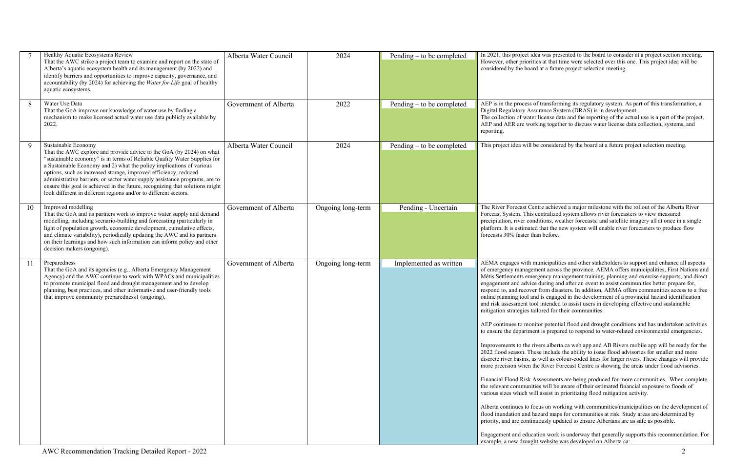| | | | | | |
|---|---|---|---|---|---|
| 7 | Healthy Aquatic Ecosystems Review<br>That the AWC strike a project team to examine and report on the state of Alberta's aquatic ecosystem health and its management (by 2022) and identify barriers and opportunities to improve capacity, governance, and accountability (by 2024) for achieving the *Water for Life* goal of healthy aquatic ecosystems. | Alberta Water Council | 2024 | Pending – to be completed | In 2021, this project idea was presented to the board to consider at a project section meeting. However, other priorities at that time were selected over this one. This project idea will be considered by the board at a future project selection meeting. |
| 8 | Water Use Data<br>That the GoA improve our knowledge of water use by finding a mechanism to make licensed actual water use data publicly available by 2022. | Government of Alberta | 2022 | Pending – to be completed | AEP is in the process of transforming its regulatory system. As part of this transformation, a Digital Regulatory Assurance System (DRAS) is in development.<br>The collection of water license data and the reporting of the actual use is a part of the project. AEP and AER are working together to discuss water license data collection, systems, and reporting. |
| 9 | Sustainable Economy<br>That the AWC explore and provide advice to the GoA (by 2024) on what "sustainable economy" is in terms of Reliable Quality Water Supplies for a Sustainable Economy and 2) what the policy implications of various options, such as increased storage, improved efficiency, reduced administrative barriers, or sector water supply assistance programs, are to ensure this goal is achieved in the future, recognizing that solutions might look different in different regions and/or to different sectors. | Alberta Water Council | 2024 | Pending – to be completed | This project idea will be considered by the board at a future project selection meeting. |
| 10 | Improved modelling<br>That the GoA and its partners work to improve water supply and demand modelling, including scenario-building and forecasting (particularly in light of population growth, economic development, cumulative effects, and climate variability), periodically updating the AWC and its partners on their learnings and how such information can inform policy and other decision makers (ongoing). | Government of Alberta | Ongoing long-term | Pending - Uncertain | The River Forecast Centre achieved a major milestone with the rollout of the Alberta River Forecast System. This centralized system allows river forecasters to view measured precipitation, river conditions, weather forecasts, and satellite imagery all at once in a single platform. It is estimated that the new system will enable river forecasters to produce flow forecasts 30% faster than before. |
| 11 | Preparedness<br>That the GoA and its agencies (e.g., Alberta Emergency Management Agency) and the AWC continue to work with WPACs and municipalities to promote municipal flood and drought management and to develop planning, best practices, and other informative and user-friendly tools that improve community preparedness1 (ongoing). | Government of Alberta | Ongoing long-term | Implemented as written | AEMA engages with municipalities and other stakeholders to support and enhance all aspects of emergency management across the province. AEMA offers municipalities, First Nations and Métis Settlements emergency management training, planning and exercise supports, and direct engagement and advice during and after an event to assist communities better prepare for, respond to, and recover from disasters. In addition, AEMA offers communities access to a free online planning tool and is engaged in the development of a provincial hazard identification and risk assessment tool intended to assist users in developing effective and sustainable mitigation strategies tailored for their communities.<br><br>AEP continues to monitor potential flood and drought conditions and has undertaken activities to ensure the department is prepared to respond to water-related environmental emergencies.<br><br>Improvements to the rivers.alberta.ca web app and AB Rivers mobile app will be ready for the 2022 flood season. These include the ability to issue flood advisories for smaller and more discrete river basins, as well as colour-coded lines for larger rivers. These changes will provide more precision when the River Forecast Centre is showing the areas under flood advisories.<br><br>Financial Flood Risk Assessments are being produced for more communities. When complete, the relevant communities will be aware of their estimated financial exposure to floods of various sizes which will assist in prioritizing flood mitigation activity.<br><br>Alberta continues to focus on working with communities/municipalities on the development of flood inundation and hazard maps for communities at risk. Study areas are determined by priority, and are continuously updated to ensure Albertans are as safe as possible.<br><br>Engagement and education work is underway that generally supports this recommendation. For example, a new drought website was developed on Alberta.ca: |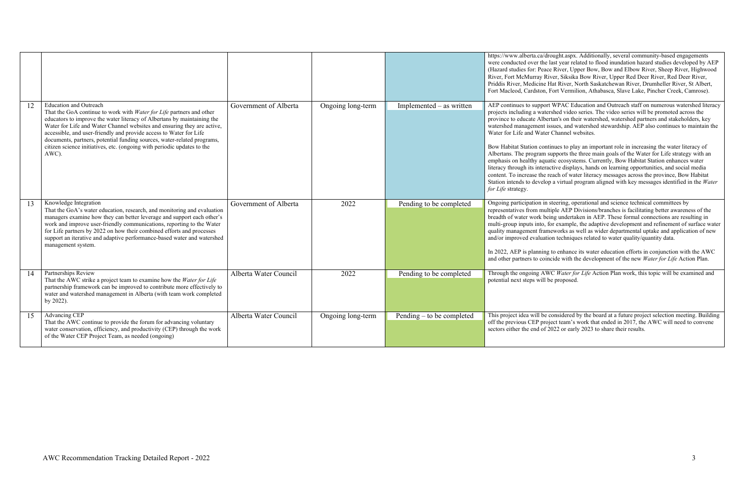| | | | | |
|---|---|---|---|---|
| | | | | https://www.alberta.ca/drought.aspx. Additionally, several community-based engagements were conducted over the last year related to flood inundation hazard studies developed by AEP (Hazard studies for: Peace River, Upper Bow, Bow and Elbow River, Sheep River, Highwood River, Fort McMurray River, Siksika Bow River, Upper Red Deer River, Red Deer River, Priddis River, Medicine Hat River, North Saskatchewan River, Drumheller River, St Albert, Fort Macleod, Cardston, Fort Vermilion, Athabasca, Slave Lake, Pincher Creek, Camrose). |
| 12 | Education and Outreach<br>That the GoA continue to work with *Water for Life* partners and other educators to improve the water literacy of Albertans by maintaining the Water for Life and Water Channel websites and ensuring they are active, accessible, and user-friendly and provide access to Water for Life documents, partners, potential funding sources, water-related programs, citizen science initiatives, etc. (ongoing with periodic updates to the AWC). | Government of Alberta | Ongoing long-term | Implemented – as written | AEP continues to support WPAC Education and Outreach staff on numerous watershed literacy projects including a watershed video series. The video series will be promoted across the province to educate Albertan's on their watershed, watershed partners and stakeholders, key watershed management issues, and watershed stewardship. AEP also continues to maintain the Water for Life and Water Channel websites.<br><br>Bow Habitat Station continues to play an important role in increasing the water literacy of Albertans. The program supports the three main goals of the Water for Life strategy with an emphasis on healthy aquatic ecosystems. Currently, Bow Habitat Station enhances water literacy through its interactive displays, hands on learning opportunities, and social media content. To increase the reach of water literacy messages across the province, Bow Habitat Station intends to develop a virtual program aligned with key messages identified in the *Water for Life* strategy. |
| 13 | Knowledge Integration<br>That the GoA's water education, research, and monitoring and evaluation managers examine how they can better leverage and support each other's work and improve user-friendly communications, reporting to the Water for Life partners by 2022 on how their combined efforts and processes support an iterative and adaptive performance-based water and watershed management system. | Government of Alberta | 2022 | Pending to be completed | Ongoing participation in steering, operational and science technical committees by representatives from multiple AEP Divisions/branches is facilitating better awareness of the breadth of water work being undertaken in AEP. These formal connections are resulting in multi-group inputs into, for example, the adaptive development and refinement of surface water quality management frameworks as well as wider departmental uptake and application of new and/or improved evaluation techniques related to water quality/quantity data.<br><br>In 2022, AEP is planning to enhance its water education efforts in conjunction with the AWC and other partners to coincide with the development of the new *Water for Life* Action Plan. |
| 14 | Partnerships Review<br>That the AWC strike a project team to examine how the *Water for Life* partnership framework can be improved to contribute more effectively to water and watershed management in Alberta (with team work completed by 2022). | Alberta Water Council | 2022 | Pending to be completed | Through the ongoing AWC *Water for Life* Action Plan work, this topic will be examined and potential next steps will be proposed. |
| 15 | Advancing CEP<br>That the AWC continue to provide the forum for advancing voluntary water conservation, efficiency, and productivity (CEP) through the work of the Water CEP Project Team, as needed (ongoing) | Alberta Water Council | Ongoing long-term | Pending – to be completed | This project idea will be considered by the board at a future project selection meeting. Building off the previous CEP project team's work that ended in 2017, the AWC will need to convene sectors either the end of 2022 or early 2023 to share their results. |